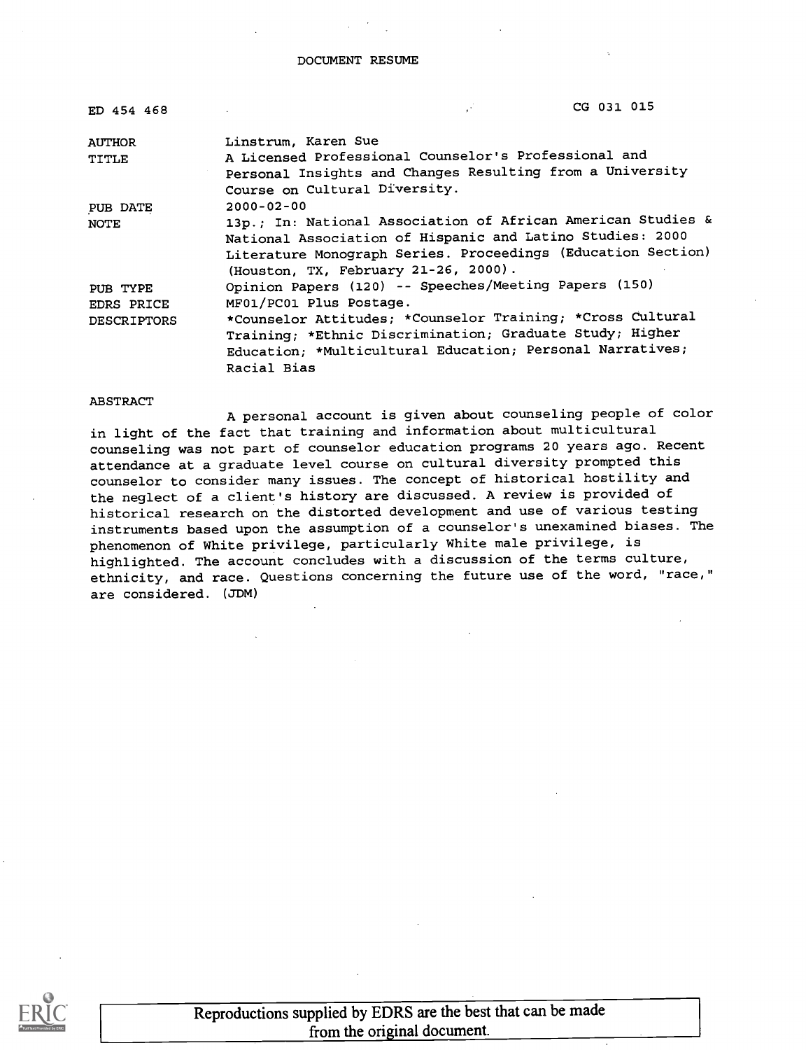# DOCUMENT RESUME

| | |
|---|---|
| ED 454 468 | CG 031 015 |
| AUTHOR | Linstrum, Karen Sue |
| TITLE | A Licensed Professional Counselor's Professional and Personal Insights and Changes Resulting from a University Course on Cultural Diversity. |
| PUB DATE | 2000-02-00 |
| NOTE | 13p.; In: National Association of African American Studies & National Association of Hispanic and Latino Studies: 2000 Literature Monograph Series. Proceedings (Education Section) (Houston, TX, February 21-26, 2000). |
| PUB TYPE | Opinion Papers (120) -- Speeches/Meeting Papers (150) |
| EDRS PRICE | MF01/PC01 Plus Postage. |
| DESCRIPTORS | *Counselor Attitudes; *Counselor Training; *Cross Cultural Training; *Ethnic Discrimination; Graduate Study; Higher Education; *Multicultural Education; Personal Narratives; Racial Bias |

## ABSTRACT

A personal account is given about counseling people of color in light of the fact that training and information about multicultural counseling was not part of counselor education programs 20 years ago. Recent attendance at a graduate level course on cultural diversity prompted this counselor to consider many issues. The concept of historical hostility and the neglect of a client's history are discussed. A review is provided of historical research on the distorted development and use of various testing instruments based upon the assumption of a counselor's unexamined biases. The phenomenon of White privilege, particularly White male privilege, is highlighted. The account concludes with a discussion of the terms culture, ethnicity, and race. Questions concerning the future use of the word, "race," are considered. (JDM)

Reproductions supplied by EDRS are the best that can be made from the original document.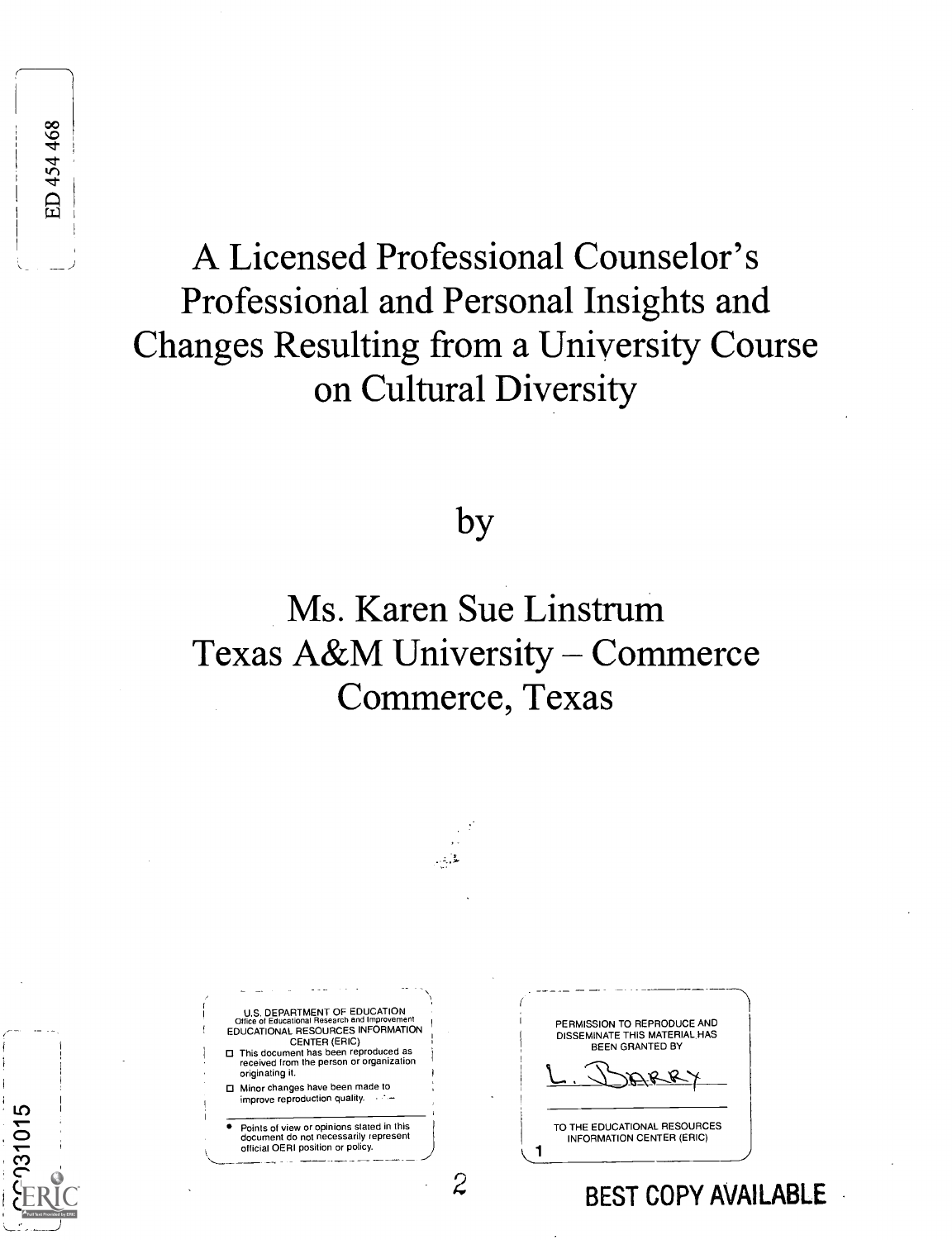ED 454 468

# A Licensed Professional Counselor's Professional and Personal Insights and Changes Resulting from a University Course on Cultural Diversity

by

Ms. Karen Sue Linstrum
Texas A&M University – Commerce
Commerce, Texas

U.S. DEPARTMENT OF EDUCATION
Office of Educational Research and Improvement
EDUCATIONAL RESOURCES INFORMATION CENTER (ERIC)

- ☐ This document has been reproduced as received from the person or organization originating it.
- ☐ Minor changes have been made to improve reproduction quality.

- Points of view or opinions stated in this document do not necessarily represent official OERI position or policy.

PERMISSION TO REPRODUCE AND DISSEMINATE THIS MATERIAL HAS BEEN GRANTED BY

L. BARRY

TO THE EDUCATIONAL RESOURCES INFORMATION CENTER (ERIC)

CG031015

BEST COPY AVAILABLE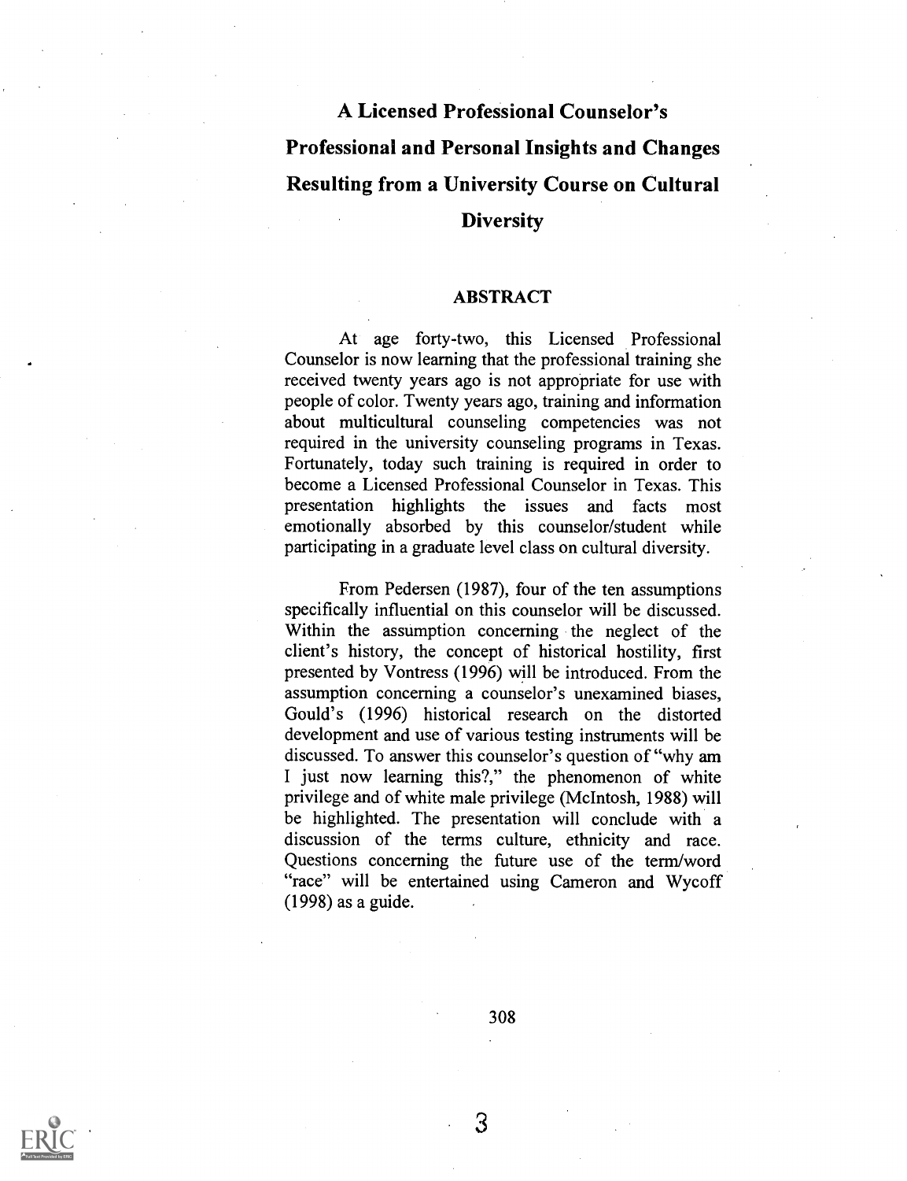# A Licensed Professional Counselor's Professional and Personal Insights and Changes Resulting from a University Course on Cultural Diversity

## ABSTRACT

At age forty-two, this Licensed Professional Counselor is now learning that the professional training she received twenty years ago is not appropriate for use with people of color. Twenty years ago, training and information about multicultural counseling competencies was not required in the university counseling programs in Texas. Fortunately, today such training is required in order to become a Licensed Professional Counselor in Texas. This presentation highlights the issues and facts most emotionally absorbed by this counselor/student while participating in a graduate level class on cultural diversity.

From Pedersen (1987), four of the ten assumptions specifically influential on this counselor will be discussed. Within the assumption concerning the neglect of the client's history, the concept of historical hostility, first presented by Vontress (1996) will be introduced. From the assumption concerning a counselor's unexamined biases, Gould's (1996) historical research on the distorted development and use of various testing instruments will be discussed. To answer this counselor's question of "why am I just now learning this?," the phenomenon of white privilege and of white male privilege (McIntosh, 1988) will be highlighted. The presentation will conclude with a discussion of the terms culture, ethnicity and race. Questions concerning the future use of the term/word "race" will be entertained using Cameron and Wycoff (1998) as a guide.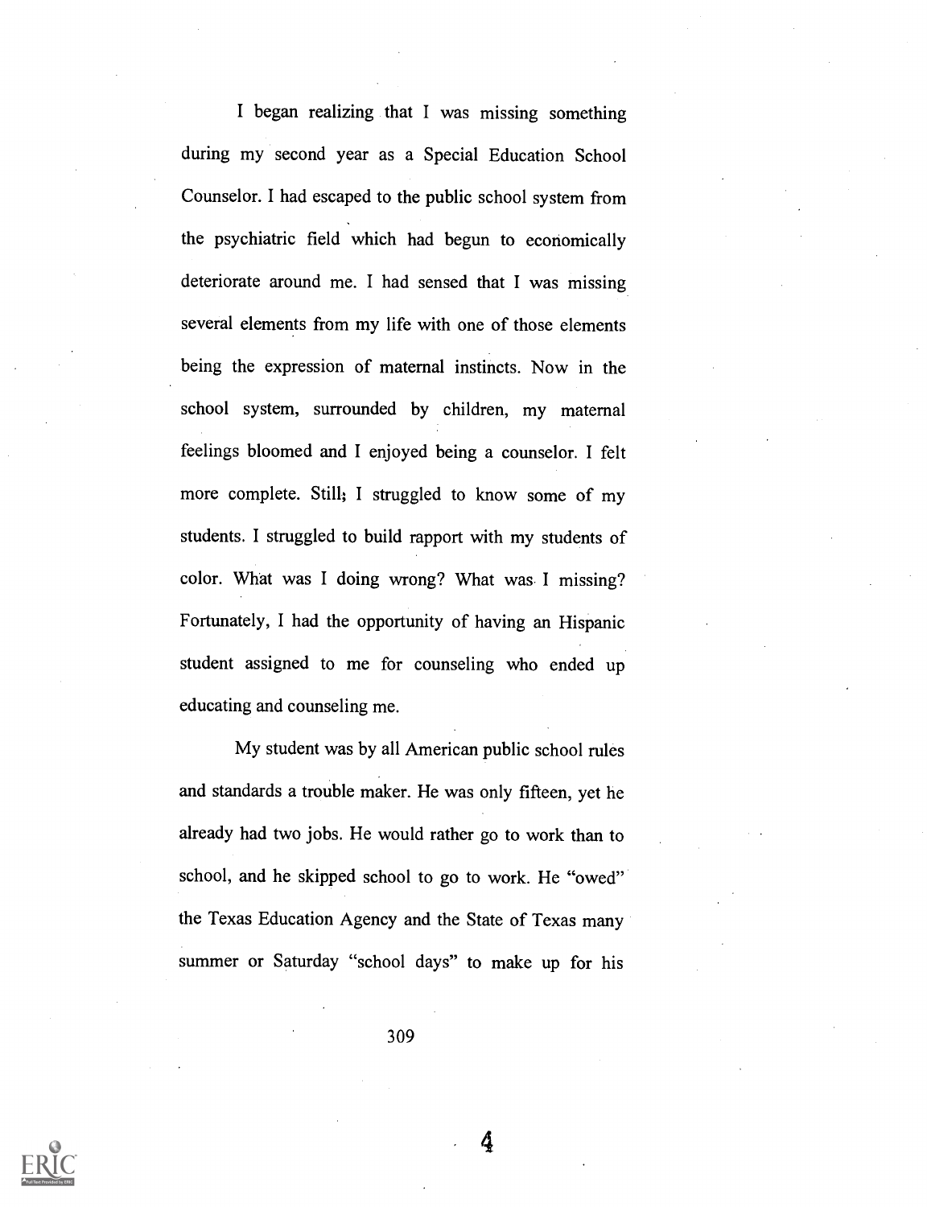I began realizing that I was missing something during my second year as a Special Education School Counselor. I had escaped to the public school system from the psychiatric field which had begun to economically deteriorate around me. I had sensed that I was missing several elements from my life with one of those elements being the expression of maternal instincts. Now in the school system, surrounded by children, my maternal feelings bloomed and I enjoyed being a counselor. I felt more complete. Still; I struggled to know some of my students. I struggled to build rapport with my students of color. What was I doing wrong? What was I missing? Fortunately, I had the opportunity of having an Hispanic student assigned to me for counseling who ended up educating and counseling me.

My student was by all American public school rules and standards a trouble maker. He was only fifteen, yet he already had two jobs. He would rather go to work than to school, and he skipped school to go to work. He "owed" the Texas Education Agency and the State of Texas many summer or Saturday "school days" to make up for his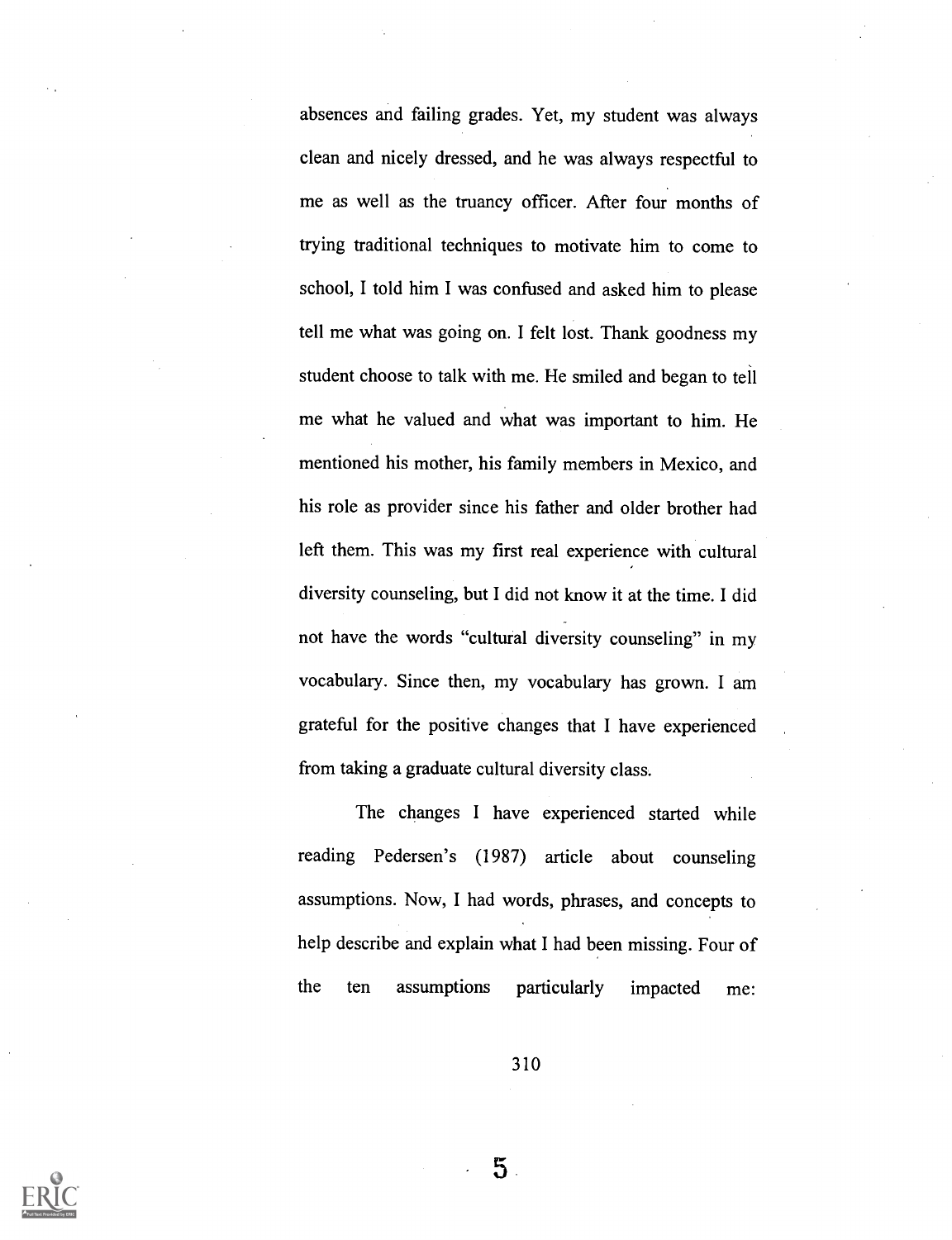absences and failing grades. Yet, my student was always clean and nicely dressed, and he was always respectful to me as well as the truancy officer. After four months of trying traditional techniques to motivate him to come to school, I told him I was confused and asked him to please tell me what was going on. I felt lost. Thank goodness my student choose to talk with me. He smiled and began to tell me what he valued and what was important to him. He mentioned his mother, his family members in Mexico, and his role as provider since his father and older brother had left them. This was my first real experience with cultural diversity counseling, but I did not know it at the time. I did not have the words "cultural diversity counseling" in my vocabulary. Since then, my vocabulary has grown. I am grateful for the positive changes that I have experienced from taking a graduate cultural diversity class.

The changes I have experienced started while reading Pedersen's (1987) article about counseling assumptions. Now, I had words, phrases, and concepts to help describe and explain what I had been missing. Four of the ten assumptions particularly impacted me: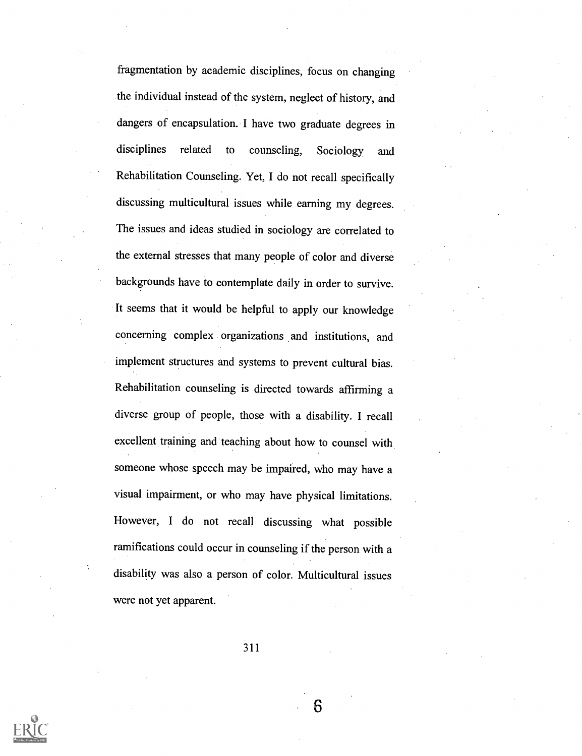fragmentation by academic disciplines, focus on changing the individual instead of the system, neglect of history, and dangers of encapsulation. I have two graduate degrees in disciplines related to counseling, Sociology and Rehabilitation Counseling. Yet, I do not recall specifically discussing multicultural issues while earning my degrees. The issues and ideas studied in sociology are correlated to the external stresses that many people of color and diverse backgrounds have to contemplate daily in order to survive. It seems that it would be helpful to apply our knowledge concerning complex organizations and institutions, and implement structures and systems to prevent cultural bias. Rehabilitation counseling is directed towards affirming a diverse group of people, those with a disability. I recall excellent training and teaching about how to counsel with someone whose speech may be impaired, who may have a visual impairment, or who may have physical limitations. However, I do not recall discussing what possible ramifications could occur in counseling if the person with a disability was also a person of color. Multicultural issues were not yet apparent.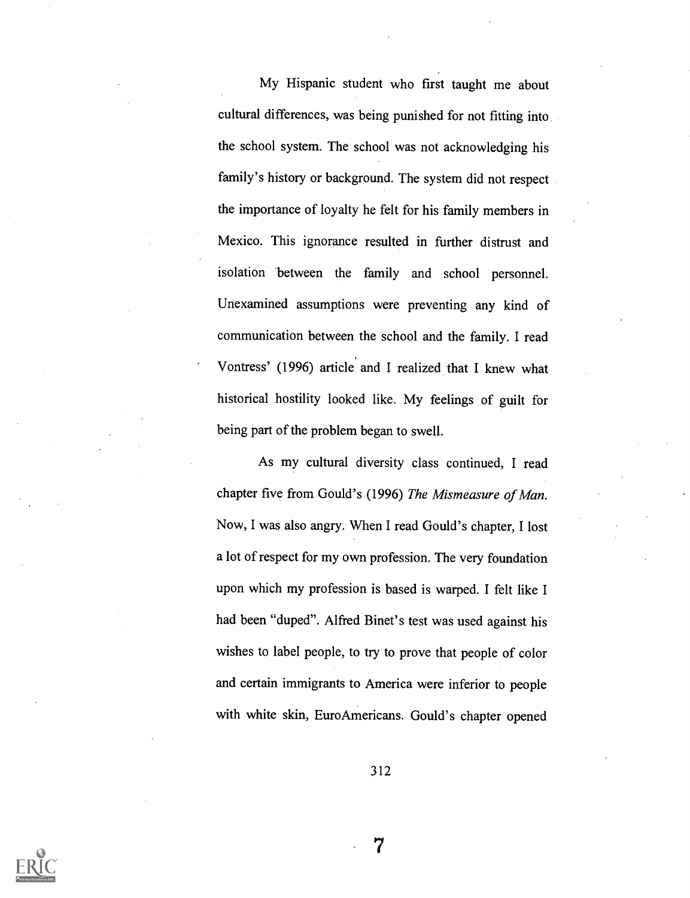My Hispanic student who first taught me about cultural differences, was being punished for not fitting into the school system. The school was not acknowledging his family's history or background. The system did not respect the importance of loyalty he felt for his family members in Mexico. This ignorance resulted in further distrust and isolation between the family and school personnel. Unexamined assumptions were preventing any kind of communication between the school and the family. I read Vontress' (1996) article and I realized that I knew what historical hostility looked like. My feelings of guilt for being part of the problem began to swell.

As my cultural diversity class continued, I read chapter five from Gould's (1996) *The Mismeasure of Man*. Now, I was also angry. When I read Gould's chapter, I lost a lot of respect for my own profession. The very foundation upon which my profession is based is warped. I felt like I had been "duped". Alfred Binet's test was used against his wishes to label people, to try to prove that people of color and certain immigrants to America were inferior to people with white skin, EuroAmericans. Gould's chapter opened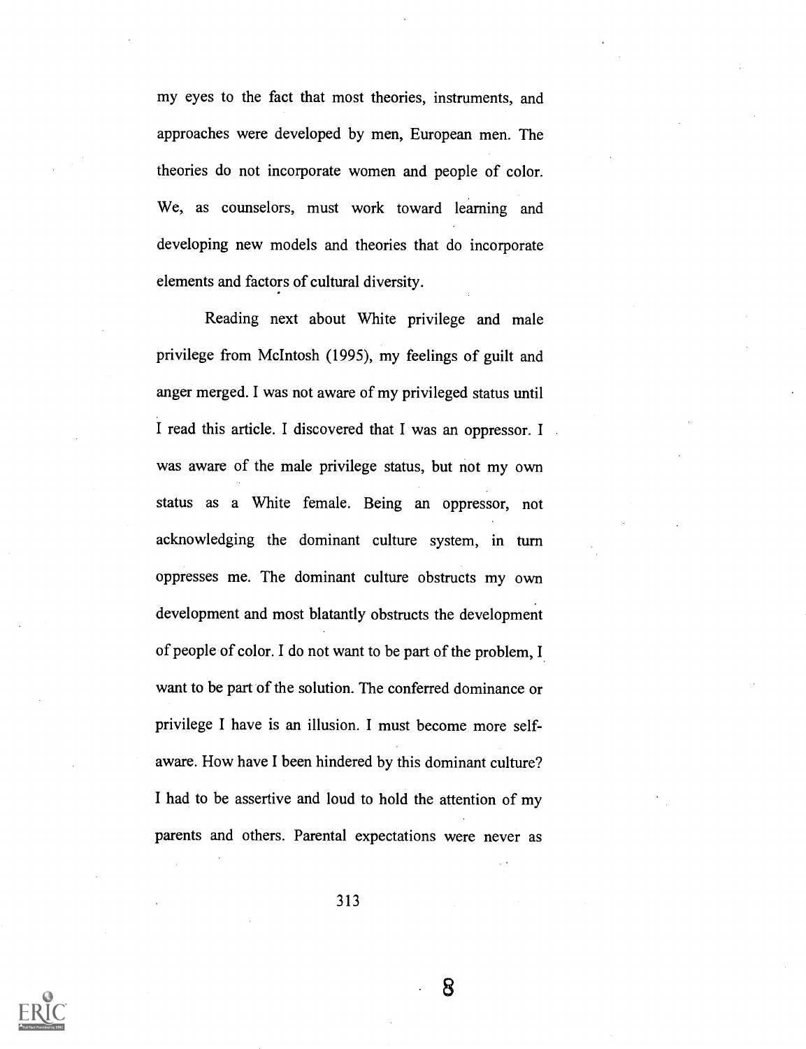my eyes to the fact that most theories, instruments, and approaches were developed by men, European men. The theories do not incorporate women and people of color. We, as counselors, must work toward learning and developing new models and theories that do incorporate elements and factors of cultural diversity.

Reading next about White privilege and male privilege from McIntosh (1995), my feelings of guilt and anger merged. I was not aware of my privileged status until I read this article. I discovered that I was an oppressor. I was aware of the male privilege status, but not my own status as a White female. Being an oppressor, not acknowledging the dominant culture system, in turn oppresses me. The dominant culture obstructs my own development and most blatantly obstructs the development of people of color. I do not want to be part of the problem, I want to be part of the solution. The conferred dominance or privilege I have is an illusion. I must become more self-aware. How have I been hindered by this dominant culture? I had to be assertive and loud to hold the attention of my parents and others. Parental expectations were never as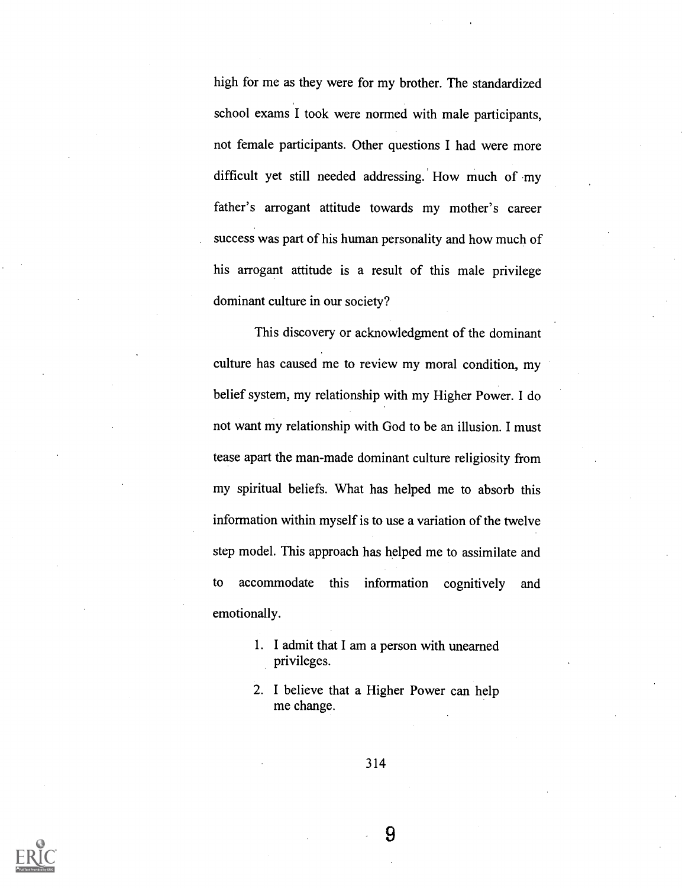high for me as they were for my brother. The standardized school exams I took were normed with male participants, not female participants. Other questions I had were more difficult yet still needed addressing. How much of my father's arrogant attitude towards my mother's career success was part of his human personality and how much of his arrogant attitude is a result of this male privilege dominant culture in our society?

This discovery or acknowledgment of the dominant culture has caused me to review my moral condition, my belief system, my relationship with my Higher Power. I do not want my relationship with God to be an illusion. I must tease apart the man-made dominant culture religiosity from my spiritual beliefs. What has helped me to absorb this information within myself is to use a variation of the twelve step model. This approach has helped me to assimilate and to accommodate this information cognitively and emotionally.

1. I admit that I am a person with unearned privileges.
2. I believe that a Higher Power can help me change.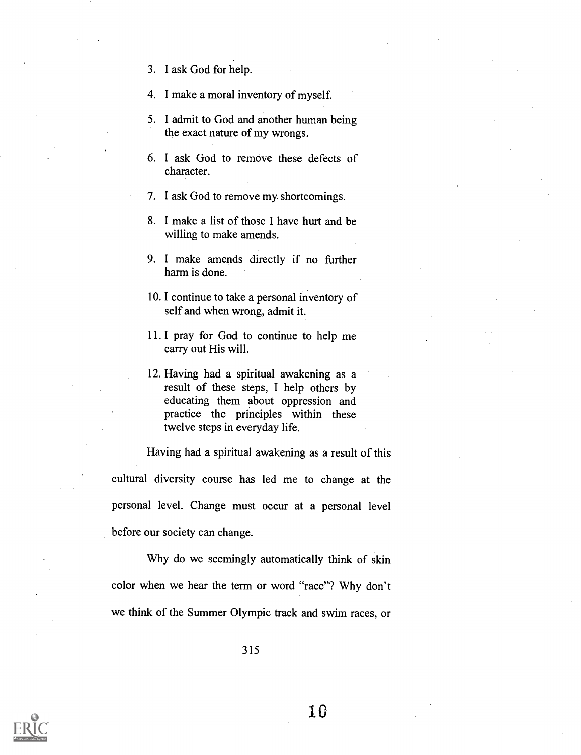3. I ask God for help.

4. I make a moral inventory of myself.

5. I admit to God and another human being the exact nature of my wrongs.

6. I ask God to remove these defects of character.

7. I ask God to remove my shortcomings.

8. I make a list of those I have hurt and be willing to make amends.

9. I make amends directly if no further harm is done.

10. I continue to take a personal inventory of self and when wrong, admit it.

11. I pray for God to continue to help me carry out His will.

12. Having had a spiritual awakening as a result of these steps, I help others by educating them about oppression and practice the principles within these twelve steps in everyday life.

Having had a spiritual awakening as a result of this cultural diversity course has led me to change at the personal level. Change must occur at a personal level before our society can change.

Why do we seemingly automatically think of skin color when we hear the term or word "race"? Why don't we think of the Summer Olympic track and swim races, or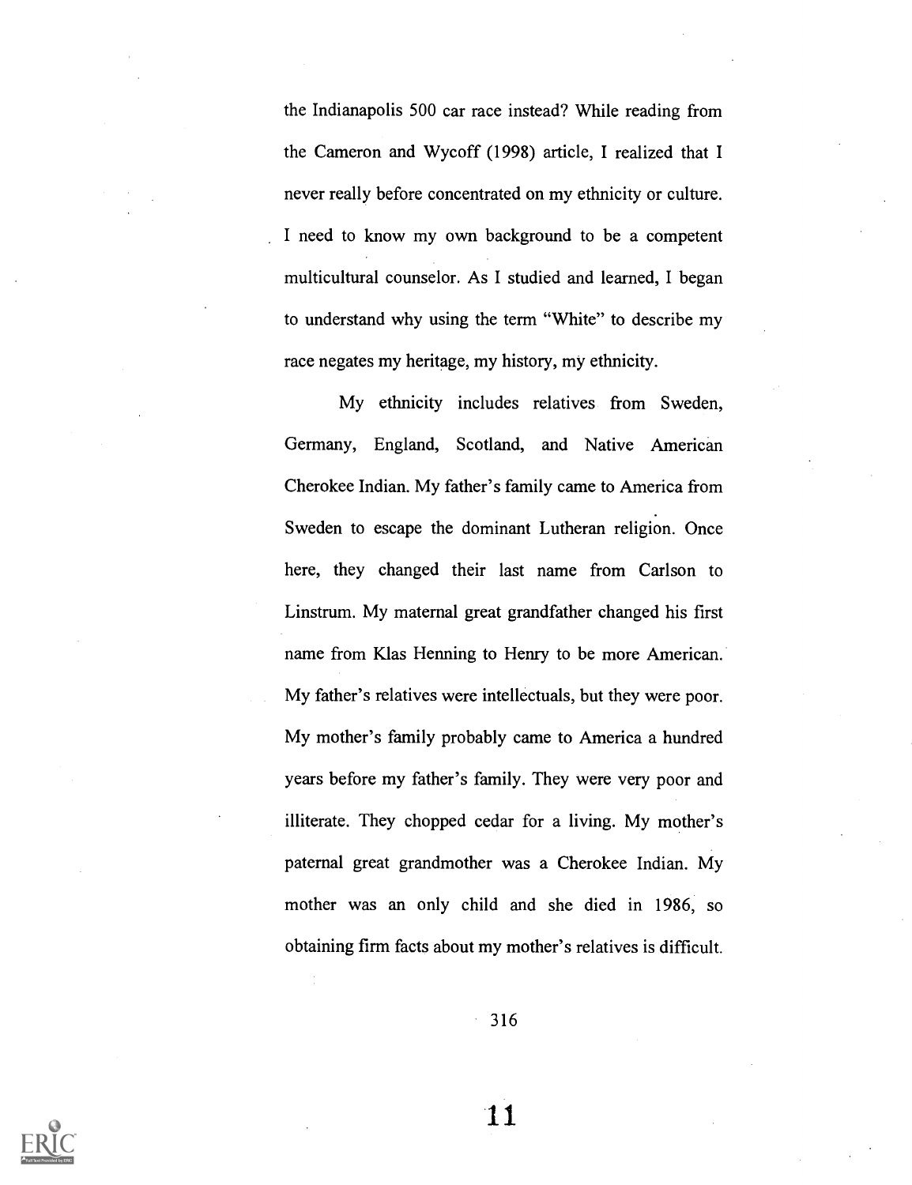the Indianapolis 500 car race instead? While reading from the Cameron and Wycoff (1998) article, I realized that I never really before concentrated on my ethnicity or culture. I need to know my own background to be a competent multicultural counselor. As I studied and learned, I began to understand why using the term "White" to describe my race negates my heritage, my history, my ethnicity.

My ethnicity includes relatives from Sweden, Germany, England, Scotland, and Native American Cherokee Indian. My father's family came to America from Sweden to escape the dominant Lutheran religion. Once here, they changed their last name from Carlson to Linstrum. My maternal great grandfather changed his first name from Klas Henning to Henry to be more American. My father's relatives were intellectuals, but they were poor. My mother's family probably came to America a hundred years before my father's family. They were very poor and illiterate. They chopped cedar for a living. My mother's paternal great grandmother was a Cherokee Indian. My mother was an only child and she died in 1986, so obtaining firm facts about my mother's relatives is difficult.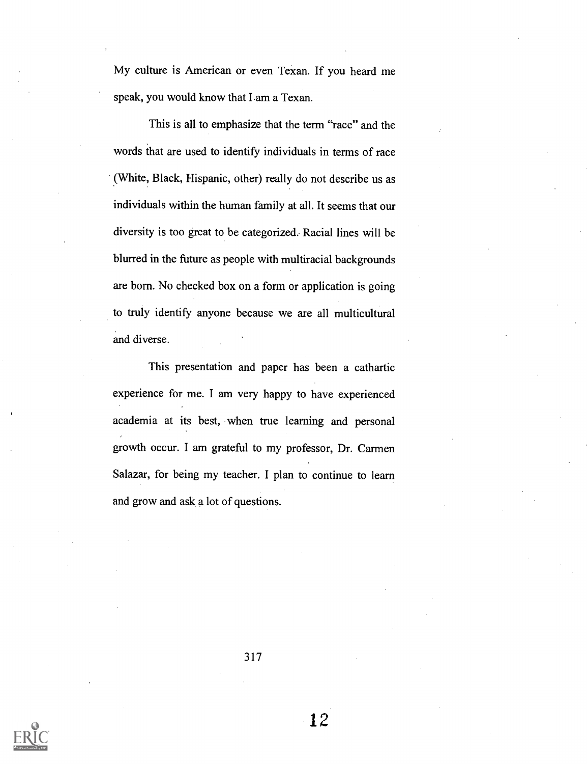My culture is American or even Texan. If you heard me speak, you would know that I am a Texan.

This is all to emphasize that the term "race" and the words that are used to identify individuals in terms of race (White, Black, Hispanic, other) really do not describe us as individuals within the human family at all. It seems that our diversity is too great to be categorized. Racial lines will be blurred in the future as people with multiracial backgrounds are born. No checked box on a form or application is going to truly identify anyone because we are all multicultural and diverse.

This presentation and paper has been a cathartic experience for me. I am very happy to have experienced academia at its best, when true learning and personal growth occur. I am grateful to my professor, Dr. Carmen Salazar, for being my teacher. I plan to continue to learn and grow and ask a lot of questions.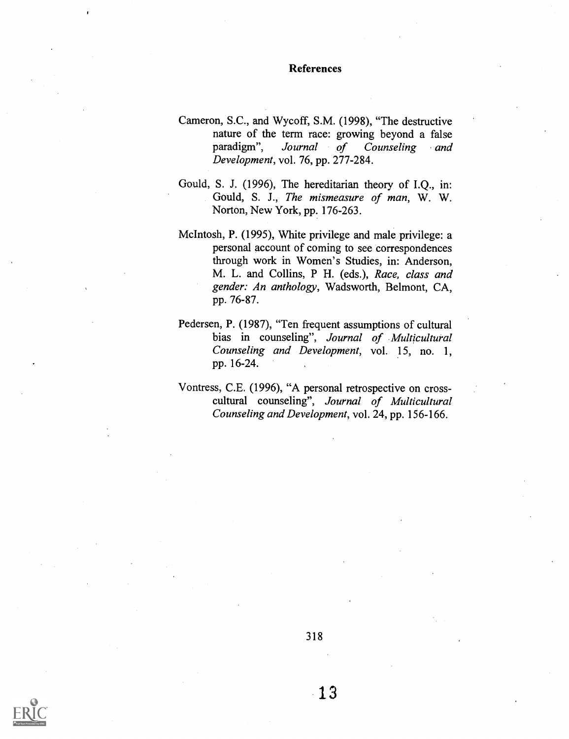## References

Cameron, S.C., and Wycoff, S.M. (1998), "The destructive nature of the term race: growing beyond a false paradigm", *Journal of Counseling and Development*, vol. 76, pp. 277-284.

Gould, S. J. (1996), The hereditarian theory of I.Q., in: Gould, S. J., *The mismeasure of man*, W. W. Norton, New York, pp. 176-263.

McIntosh, P. (1995), White privilege and male privilege: a personal account of coming to see correspondences through work in Women's Studies, in: Anderson, M. L. and Collins, P H. (eds.), *Race, class and gender: An anthology*, Wadsworth, Belmont, CA, pp. 76-87.

Pedersen, P. (1987), "Ten frequent assumptions of cultural bias in counseling", *Journal of Multicultural Counseling and Development*, vol. 15, no. 1, pp. 16-24.

Vontress, C.E. (1996), "A personal retrospective on cross-cultural counseling", *Journal of Multicultural Counseling and Development*, vol. 24, pp. 156-166.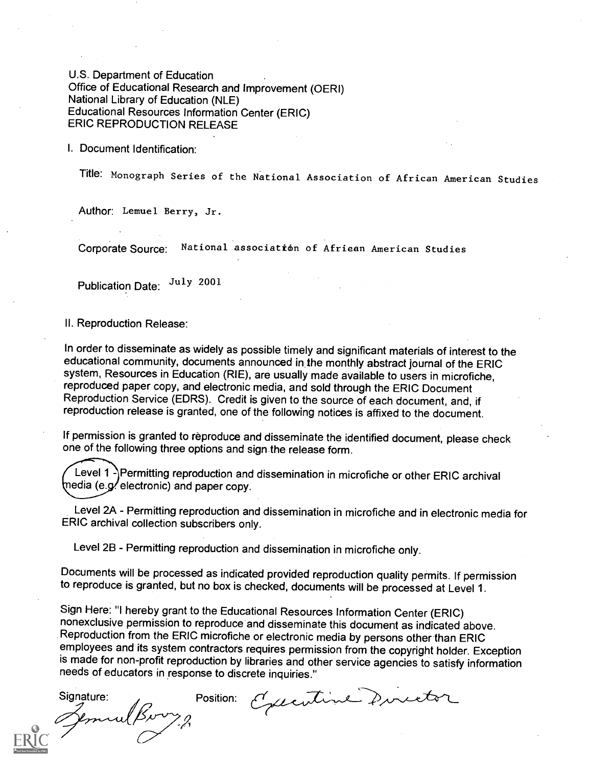U.S. Department of Education
Office of Educational Research and Improvement (OERI)
National Library of Education (NLE)
Educational Resources Information Center (ERIC)
ERIC REPRODUCTION RELEASE

I. Document Identification:

Title: Monograph Series of the National Association of African American Studies

Author: Lemuel Berry, Jr.

Corporate Source: National association of Afriean American Studies

Publication Date: July 2001

II. Reproduction Release:

In order to disseminate as widely as possible timely and significant materials of interest to the educational community, documents announced in the monthly abstract journal of the ERIC system, Resources in Education (RIE), are usually made available to users in microfiche, reproduced paper copy, and electronic media, and sold through the ERIC Document Reproduction Service (EDRS). Credit is given to the source of each document, and, if reproduction release is granted, one of the following notices is affixed to the document.

If permission is granted to reproduce and disseminate the identified document, please check one of the following three options and sign the release form.

Level 1 - Permitting reproduction and dissemination in microfiche or other ERIC archival media (e.g. electronic) and paper copy.

Level 2A - Permitting reproduction and dissemination in microfiche and in electronic media for ERIC archival collection subscribers only.

Level 2B - Permitting reproduction and dissemination in microfiche only.

Documents will be processed as indicated provided reproduction quality permits. If permission to reproduce is granted, but no box is checked, documents will be processed at Level 1.

Sign Here: "I hereby grant to the Educational Resources Information Center (ERIC) nonexclusive permission to reproduce and disseminate this document as indicated above. Reproduction from the ERIC microfiche or electronic media by persons other than ERIC employees and its system contractors requires permission from the copyright holder. Exception is made for non-profit reproduction by libraries and other service agencies to satisfy information needs of educators in response to discrete inquiries."

Signature: Lemuel Berry Jr.

Position: Executive Director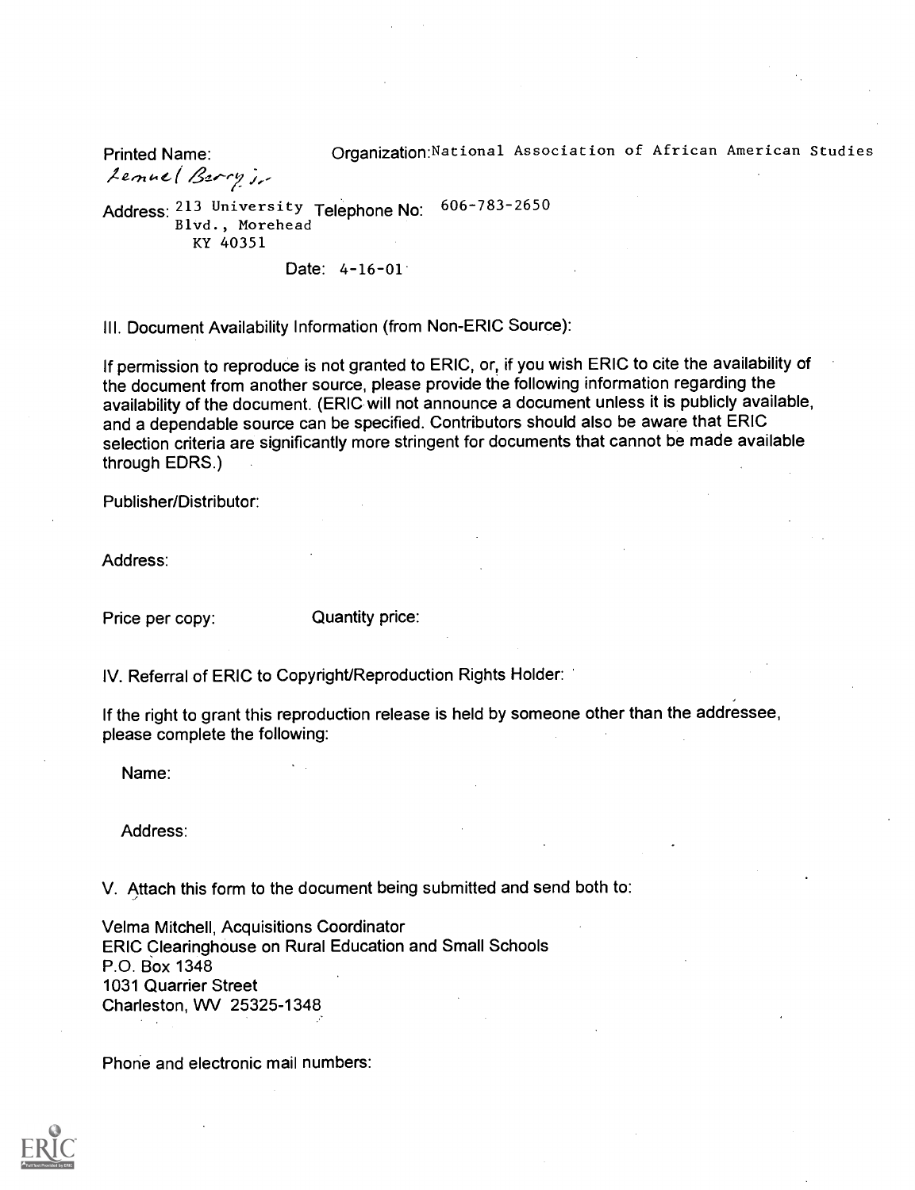Printed Name: Lemuel Berry Jr.

Organization: National Association of African American Studies

Address: 213 University Blvd., Morehead KY 40351

Telephone No: 606-783-2650

Date: 4-16-01

III. Document Availability Information (from Non-ERIC Source):

If permission to reproduce is not granted to ERIC, or, if you wish ERIC to cite the availability of the document from another source, please provide the following information regarding the availability of the document. (ERIC will not announce a document unless it is publicly available, and a dependable source can be specified. Contributors should also be aware that ERIC selection criteria are significantly more stringent for documents that cannot be made available through EDRS.)

Publisher/Distributor:

Address:

Price per copy: Quantity price:

IV. Referral of ERIC to Copyright/Reproduction Rights Holder:

If the right to grant this reproduction release is held by someone other than the addressee, please complete the following:

Name:

Address:

V. Attach this form to the document being submitted and send both to:

Velma Mitchell, Acquisitions Coordinator
ERIC Clearinghouse on Rural Education and Small Schools
P.O. Box 1348
1031 Quarrier Street
Charleston, WV 25325-1348

Phone and electronic mail numbers: